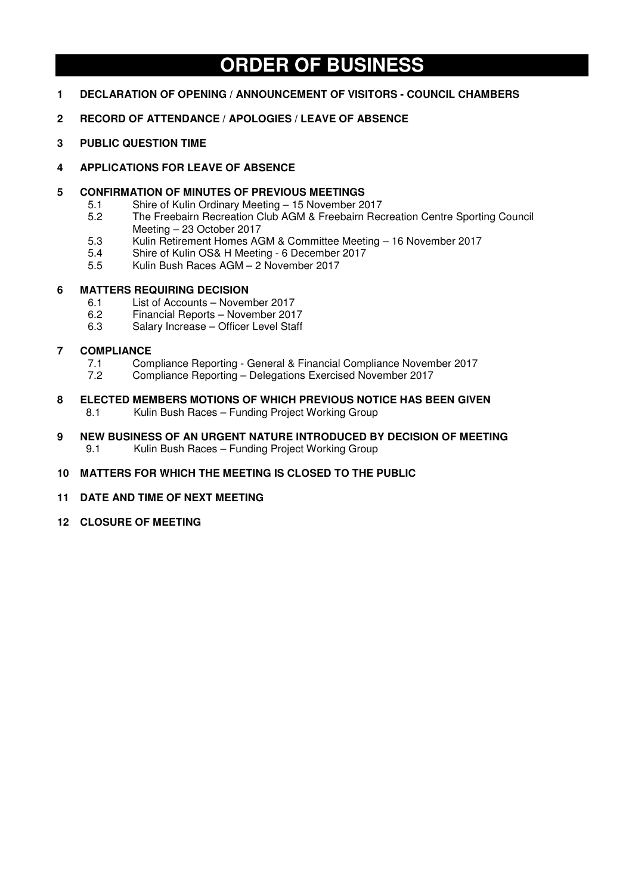# ORDER OF BUSINESS

**1 DECLARATION OF OPENING / ANNOUNCEMENT OF VISITORS - COUNCIL CHAMBERS**

**2 RECORD OF ATTENDANCE / APOLOGIES / LEAVE OF ABSENCE**

**3 PUBLIC QUESTION TIME**

**4 APPLICATIONS FOR LEAVE OF ABSENCE**

**5 CONFIRMATION OF MINUTES OF PREVIOUS MEETINGS**

- 5.1 Shire of Kulin Ordinary Meeting – 15 November 2017
- 5.2 The Freebairn Recreation Club AGM & Freebairn Recreation Centre Sporting Council Meeting – 23 October 2017
- 5.3 Kulin Retirement Homes AGM & Committee Meeting – 16 November 2017
- 5.4 Shire of Kulin OS& H Meeting - 6 December 2017
- 5.5 Kulin Bush Races AGM – 2 November 2017

**6 MATTERS REQUIRING DECISION**

- 6.1 List of Accounts – November 2017
- 6.2 Financial Reports – November 2017
- 6.3 Salary Increase – Officer Level Staff

**7 COMPLIANCE**

- 7.1 Compliance Reporting - General & Financial Compliance November 2017
- 7.2 Compliance Reporting – Delegations Exercised November 2017

**8 ELECTED MEMBERS MOTIONS OF WHICH PREVIOUS NOTICE HAS BEEN GIVEN**

- 8.1 Kulin Bush Races – Funding Project Working Group

**9 NEW BUSINESS OF AN URGENT NATURE INTRODUCED BY DECISION OF MEETING**

- 9.1 Kulin Bush Races – Funding Project Working Group

**10 MATTERS FOR WHICH THE MEETING IS CLOSED TO THE PUBLIC**

**11 DATE AND TIME OF NEXT MEETING**

**12 CLOSURE OF MEETING**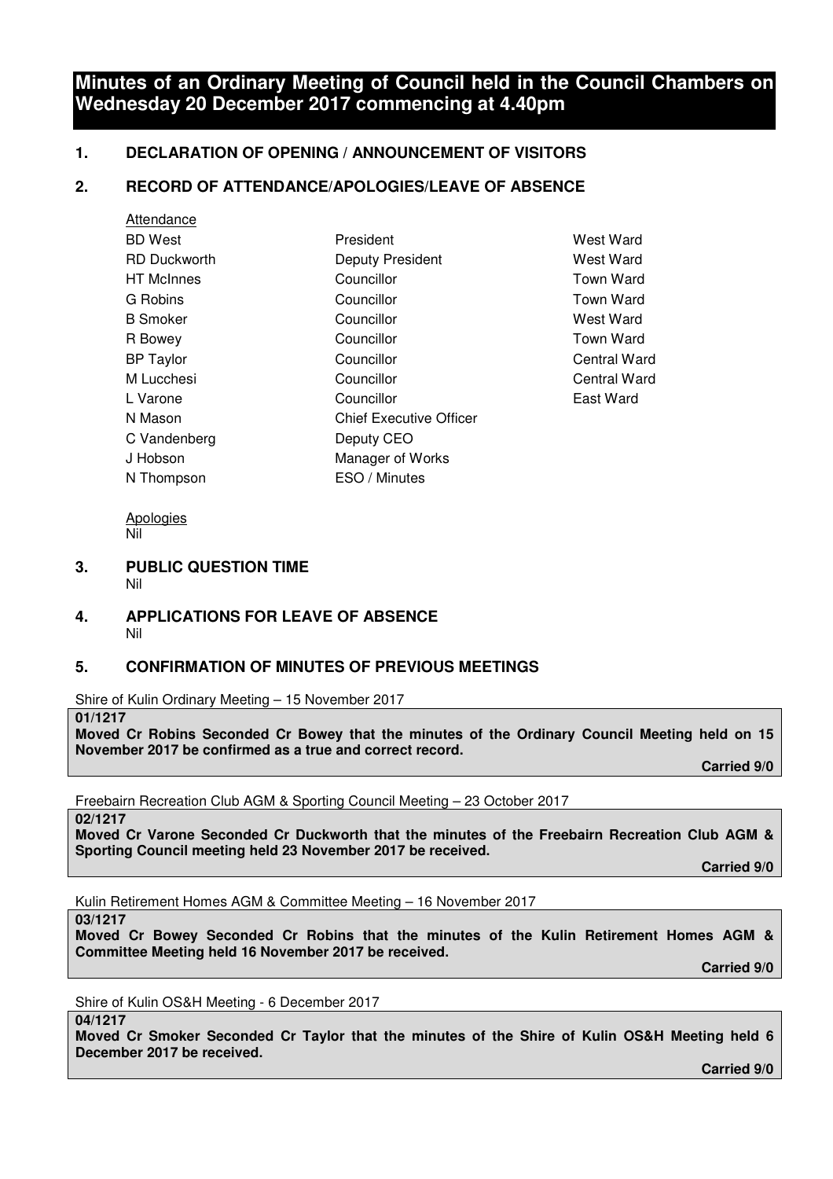# Minutes of an Ordinary Meeting of Council held in the Council Chambers on Wednesday 20 December 2017 commencing at 4.40pm

## 1. DECLARATION OF OPENING / ANNOUNCEMENT OF VISITORS

## 2. RECORD OF ATTENDANCE/APOLOGIES/LEAVE OF ABSENCE

Attendance

| | | |
|---|---|---|
| BD West | President | West Ward |
| RD Duckworth | Deputy President | West Ward |
| HT McInnes | Councillor | Town Ward |
| G Robins | Councillor | Town Ward |
| B Smoker | Councillor | West Ward |
| R Bowey | Councillor | Town Ward |
| BP Taylor | Councillor | Central Ward |
| M Lucchesi | Councillor | Central Ward |
| L Varone | Councillor | East Ward |
| N Mason | Chief Executive Officer | |
| C Vandenberg | Deputy CEO | |
| J Hobson | Manager of Works | |
| N Thompson | ESO / Minutes | |

Apologies
Nil

## 3. PUBLIC QUESTION TIME
Nil

## 4. APPLICATIONS FOR LEAVE OF ABSENCE
Nil

## 5. CONFIRMATION OF MINUTES OF PREVIOUS MEETINGS

Shire of Kulin Ordinary Meeting – 15 November 2017

**01/1217**
**Moved Cr Robins Seconded Cr Bowey that the minutes of the Ordinary Council Meeting held on 15 November 2017 be confirmed as a true and correct record.**

**Carried 9/0**

Freebairn Recreation Club AGM & Sporting Council Meeting – 23 October 2017

**02/1217**
**Moved Cr Varone Seconded Cr Duckworth that the minutes of the Freebairn Recreation Club AGM & Sporting Council meeting held 23 November 2017 be received.**

**Carried 9/0**

Kulin Retirement Homes AGM & Committee Meeting – 16 November 2017

**03/1217**
**Moved Cr Bowey Seconded Cr Robins that the minutes of the Kulin Retirement Homes AGM & Committee Meeting held 16 November 2017 be received.**

**Carried 9/0**

Shire of Kulin OS&H Meeting - 6 December 2017

**04/1217**
**Moved Cr Smoker Seconded Cr Taylor that the minutes of the Shire of Kulin OS&H Meeting held 6 December 2017 be received.**

**Carried 9/0**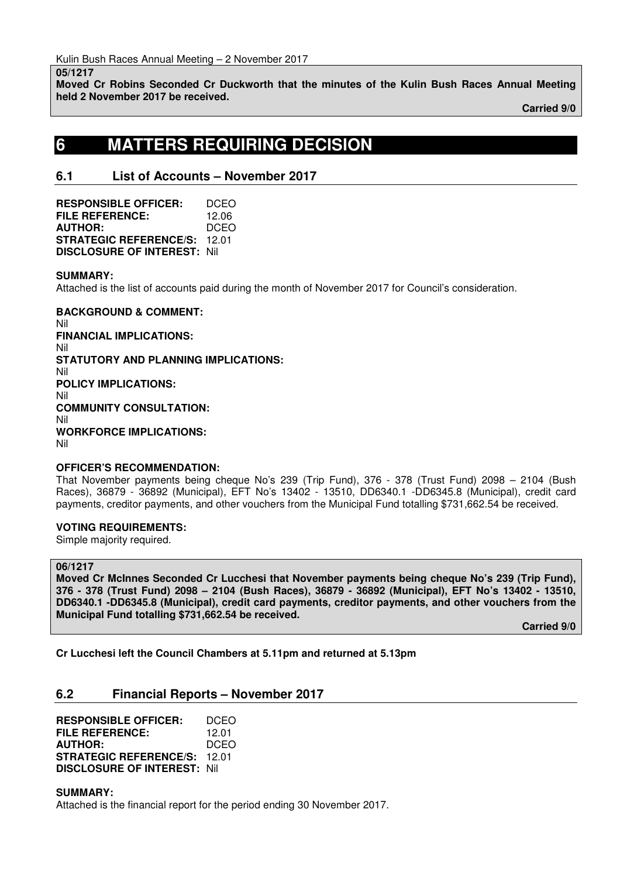Kulin Bush Races Annual Meeting – 2 November 2017

**05/1217**
**Moved Cr Robins Seconded Cr Duckworth that the minutes of the Kulin Bush Races Annual Meeting held 2 November 2017 be received.**

**Carried 9/0**

# 6 MATTERS REQUIRING DECISION

## 6.1 List of Accounts – November 2017

**RESPONSIBLE OFFICER:** DCEO
**FILE REFERENCE:** 12.06
**AUTHOR:** DCEO
**STRATEGIC REFERENCE/S:** 12.01
**DISCLOSURE OF INTEREST:** Nil

**SUMMARY:**
Attached is the list of accounts paid during the month of November 2017 for Council's consideration.

**BACKGROUND & COMMENT:**
Nil
**FINANCIAL IMPLICATIONS:**
Nil
**STATUTORY AND PLANNING IMPLICATIONS:**
Nil
**POLICY IMPLICATIONS:**
Nil
**COMMUNITY CONSULTATION:**
Nil
**WORKFORCE IMPLICATIONS:**
Nil

**OFFICER'S RECOMMENDATION:**
That November payments being cheque No's 239 (Trip Fund), 376 - 378 (Trust Fund) 2098 – 2104 (Bush Races), 36879 - 36892 (Municipal), EFT No's 13402 - 13510, DD6340.1 -DD6345.8 (Municipal), credit card payments, creditor payments, and other vouchers from the Municipal Fund totalling $731,662.54 be received.

**VOTING REQUIREMENTS:**
Simple majority required.

**06/1217**
**Moved Cr McInnes Seconded Cr Lucchesi that November payments being cheque No's 239 (Trip Fund), 376 - 378 (Trust Fund) 2098 – 2104 (Bush Races), 36879 - 36892 (Municipal), EFT No's 13402 - 13510, DD6340.1 -DD6345.8 (Municipal), credit card payments, creditor payments, and other vouchers from the Municipal Fund totalling $731,662.54 be received.**

**Carried 9/0**

**Cr Lucchesi left the Council Chambers at 5.11pm and returned at 5.13pm**

## 6.2 Financial Reports – November 2017

**RESPONSIBLE OFFICER:** DCEO
**FILE REFERENCE:** 12.01
**AUTHOR:** DCEO
**STRATEGIC REFERENCE/S:** 12.01
**DISCLOSURE OF INTEREST:** Nil

**SUMMARY:**
Attached is the financial report for the period ending 30 November 2017.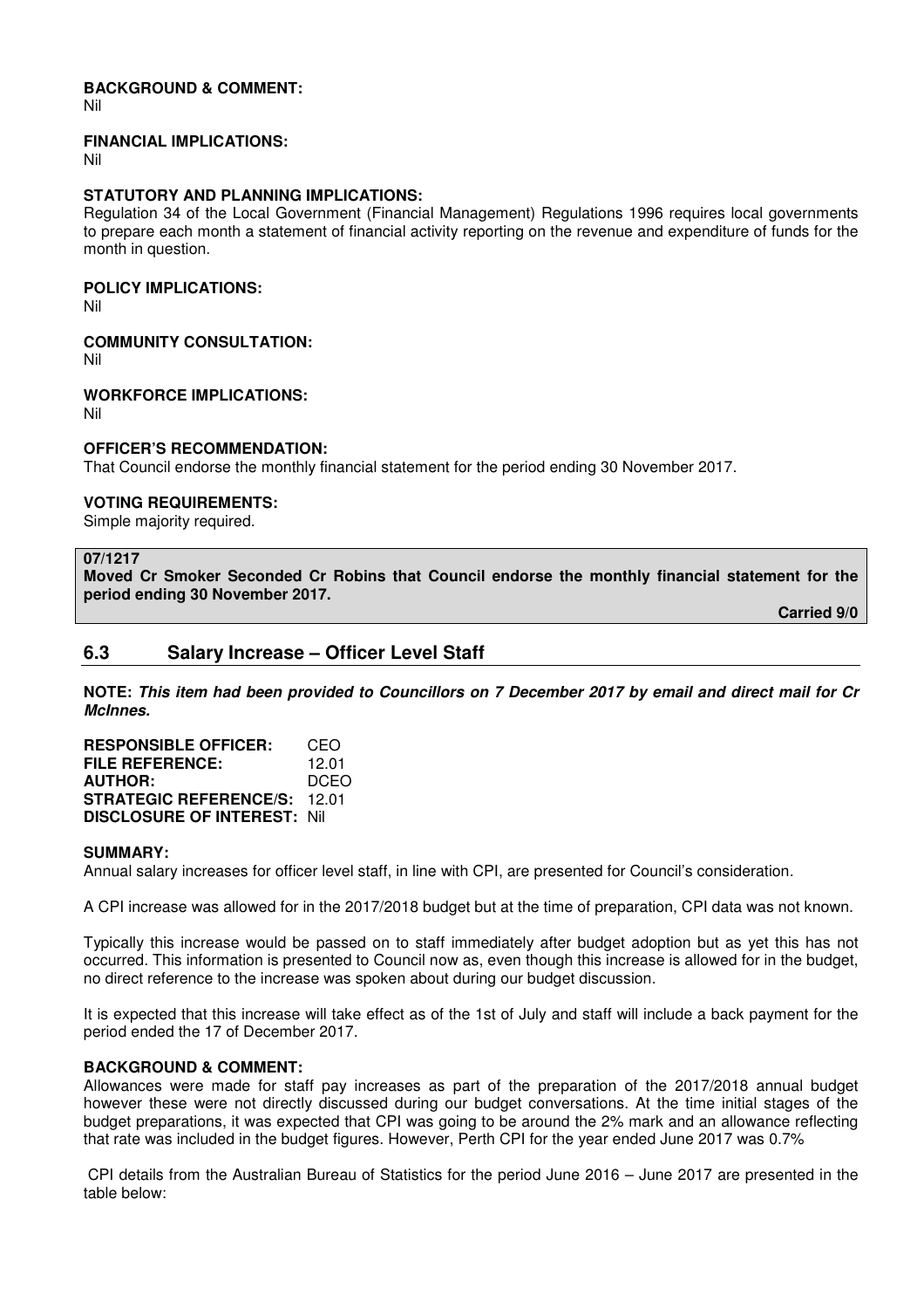**BACKGROUND & COMMENT:**
Nil

**FINANCIAL IMPLICATIONS:**
Nil

**STATUTORY AND PLANNING IMPLICATIONS:**
Regulation 34 of the Local Government (Financial Management) Regulations 1996 requires local governments to prepare each month a statement of financial activity reporting on the revenue and expenditure of funds for the month in question.

**POLICY IMPLICATIONS:**
Nil

**COMMUNITY CONSULTATION:**
Nil

**WORKFORCE IMPLICATIONS:**
Nil

**OFFICER'S RECOMMENDATION:**
That Council endorse the monthly financial statement for the period ending 30 November 2017.

**VOTING REQUIREMENTS:**
Simple majority required.

**07/1217**
**Moved Cr Smoker Seconded Cr Robins that Council endorse the monthly financial statement for the period ending 30 November 2017.**

**Carried 9/0**

## 6.3 Salary Increase – Officer Level Staff

**NOTE:** ***This item had been provided to Councillors on 7 December 2017 by email and direct mail for Cr McInnes.***

**RESPONSIBLE OFFICER:** CEO
**FILE REFERENCE:** 12.01
**AUTHOR:** DCEO
**STRATEGIC REFERENCE/S:** 12.01
**DISCLOSURE OF INTEREST:** Nil

**SUMMARY:**
Annual salary increases for officer level staff, in line with CPI, are presented for Council's consideration.

A CPI increase was allowed for in the 2017/2018 budget but at the time of preparation, CPI data was not known.

Typically this increase would be passed on to staff immediately after budget adoption but as yet this has not occurred. This information is presented to Council now as, even though this increase is allowed for in the budget, no direct reference to the increase was spoken about during our budget discussion.

It is expected that this increase will take effect as of the 1st of July and staff will include a back payment for the period ended the 17 of December 2017.

**BACKGROUND & COMMENT:**
Allowances were made for staff pay increases as part of the preparation of the 2017/2018 annual budget however these were not directly discussed during our budget conversations. At the time initial stages of the budget preparations, it was expected that CPI was going to be around the 2% mark and an allowance reflecting that rate was included in the budget figures. However, Perth CPI for the year ended June 2017 was 0.7%

CPI details from the Australian Bureau of Statistics for the period June 2016 – June 2017 are presented in the table below: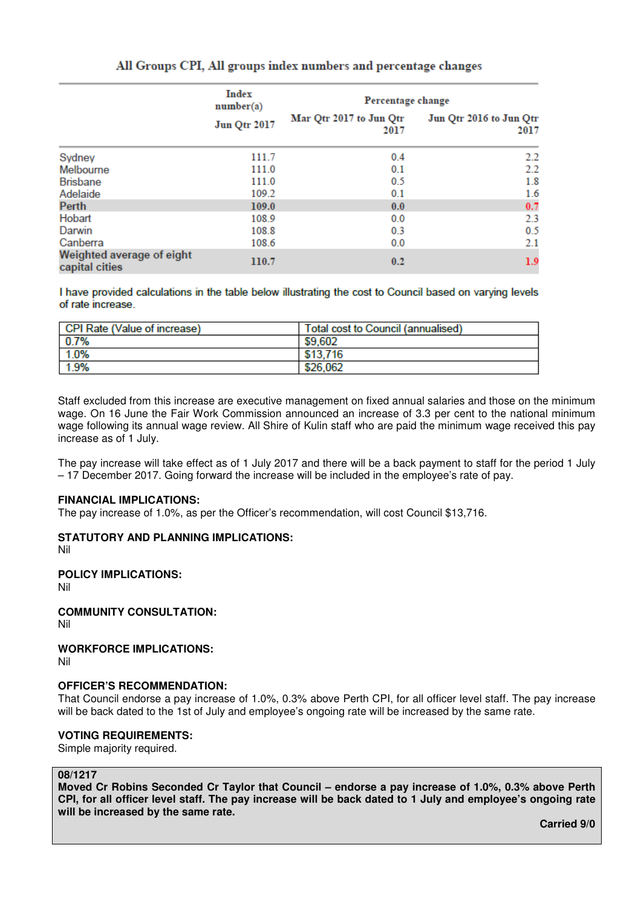All Groups CPI, All groups index numbers and percentage changes

| | Index number(a) Jun Qtr 2017 | Percentage change Mar Qtr 2017 to Jun Qtr 2017 | Jun Qtr 2016 to Jun Qtr 2017 |
|---|---|---|---|
| Sydney | 111.7 | 0.4 | 2.2 |
| Melbourne | 111.0 | 0.1 | 2.2 |
| Brisbane | 111.0 | 0.5 | 1.8 |
| Adelaide | 109.2 | 0.1 | 1.6 |
| **Perth** | **109.0** | **0.0** | **0.7** |
| Hobart | 108.9 | 0.0 | 2.3 |
| Darwin | 108.8 | 0.3 | 0.5 |
| Canberra | 108.6 | 0.0 | 2.1 |
| **Weighted average of eight capital cities** | **110.7** | **0.2** | **1.9** |

I have provided calculations in the table below illustrating the cost to Council based on varying levels of rate increase.

| CPI Rate (Value of increase) | Total cost to Council (annualised) |
|---|---|
| 0.7% | $9,602 |
| 1.0% | $13,716 |
| 1.9% | $26,062 |

Staff excluded from this increase are executive management on fixed annual salaries and those on the minimum wage. On 16 June the Fair Work Commission announced an increase of 3.3 per cent to the national minimum wage following its annual wage review. All Shire of Kulin staff who are paid the minimum wage received this pay increase as of 1 July.

The pay increase will take effect as of 1 July 2017 and there will be a back payment to staff for the period 1 July – 17 December 2017. Going forward the increase will be included in the employee's rate of pay.

**FINANCIAL IMPLICATIONS:**
The pay increase of 1.0%, as per the Officer's recommendation, will cost Council $13,716.

**STATUTORY AND PLANNING IMPLICATIONS:**
Nil

**POLICY IMPLICATIONS:**
Nil

**COMMUNITY CONSULTATION:**
Nil

**WORKFORCE IMPLICATIONS:**
Nil

**OFFICER'S RECOMMENDATION:**
That Council endorse a pay increase of 1.0%, 0.3% above Perth CPI, for all officer level staff. The pay increase will be back dated to the 1st of July and employee's ongoing rate will be increased by the same rate.

**VOTING REQUIREMENTS:**
Simple majority required.

**08/1217**
**Moved Cr Robins Seconded Cr Taylor that Council – endorse a pay increase of 1.0%, 0.3% above Perth CPI, for all officer level staff. The pay increase will be back dated to 1 July and employee's ongoing rate will be increased by the same rate.**

**Carried 9/0**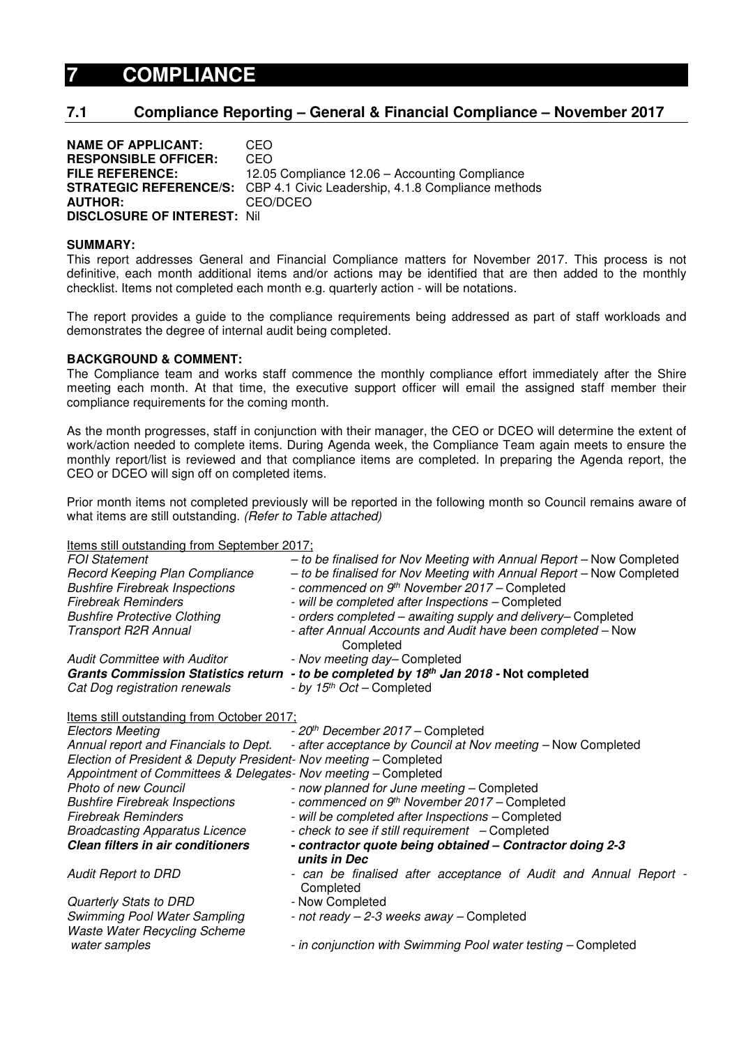# 7 COMPLIANCE

## 7.1 Compliance Reporting – General & Financial Compliance – November 2017

**NAME OF APPLICANT:** CEO
**RESPONSIBLE OFFICER:** CEO
**FILE REFERENCE:** 12.05 Compliance 12.06 – Accounting Compliance
**STRATEGIC REFERENCE/S:** CBP 4.1 Civic Leadership, 4.1.8 Compliance methods
**AUTHOR:** CEO/DCEO
**DISCLOSURE OF INTEREST:** Nil

**SUMMARY:**

This report addresses General and Financial Compliance matters for November 2017. This process is not definitive, each month additional items and/or actions may be identified that are then added to the monthly checklist. Items not completed each month e.g. quarterly action - will be notations.

The report provides a guide to the compliance requirements being addressed as part of staff workloads and demonstrates the degree of internal audit being completed.

**BACKGROUND & COMMENT:**

The Compliance team and works staff commence the monthly compliance effort immediately after the Shire meeting each month. At that time, the executive support officer will email the assigned staff member their compliance requirements for the coming month.

As the month progresses, staff in conjunction with their manager, the CEO or DCEO will determine the extent of work/action needed to complete items. During Agenda week, the Compliance Team again meets to ensure the monthly report/list is reviewed and that compliance items are completed. In preparing the Agenda report, the CEO or DCEO will sign off on completed items.

Prior month items not completed previously will be reported in the following month so Council remains aware of what items are still outstanding. *(Refer to Table attached)*

Items still outstanding from September 2017;

| | |
|---|---|
| *FOI Statement* | *– to be finalised for Nov Meeting with Annual Report* – Now Completed |
| *Record Keeping Plan Compliance* | *– to be finalised for Nov Meeting with Annual Report* – Now Completed |
| *Bushfire Firebreak Inspections* | *- commenced on 9th November 2017* – Completed |
| *Firebreak Reminders* | *- will be completed after Inspections* – Completed |
| *Bushfire Protective Clothing* | *- orders completed – awaiting supply and delivery*– Completed |
| *Transport R2R Annual* | *- after Annual Accounts and Audit have been completed* – Now Completed |
| *Audit Committee with Auditor* | *- Nov meeting day*– Completed |
| ***Grants Commission Statistics return*** | ***- to be completed by 18th Jan 2018* - Not completed** |
| *Cat Dog registration renewals* | *- by 15th Oct* – Completed |

Items still outstanding from October 2017;

| | |
|---|---|
| *Electors Meeting* | *- 20th December 2017* – Completed |
| *Annual report and Financials to Dept.* | *- after acceptance by Council at Nov meeting* – Now Completed |
| *Election of President & Deputy President- Nov meeting* – Completed | |
| *Appointment of Committees & Delegates- Nov meeting* – Completed | |
| *Photo of new Council* | *- now planned for June meeting* – Completed |
| *Bushfire Firebreak Inspections* | *- commenced on 9th November 2017* – Completed |
| *Firebreak Reminders* | *- will be completed after Inspections* – Completed |
| *Broadcasting Apparatus Licence* | *- check to see if still requirement* – Completed |
| ***Clean filters in air conditioners*** | ***- contractor quote being obtained – Contractor doing 2-3 units in Dec*** |
| *Audit Report to DRD* | *- can be finalised after acceptance of Audit and Annual Report* - Completed |
| *Quarterly Stats to DRD* | - Now Completed |
| *Swimming Pool Water Sampling* | *- not ready – 2-3 weeks away* – Completed |
| *Waste Water Recycling Scheme water samples* | *- in conjunction with Swimming Pool water testing* – Completed |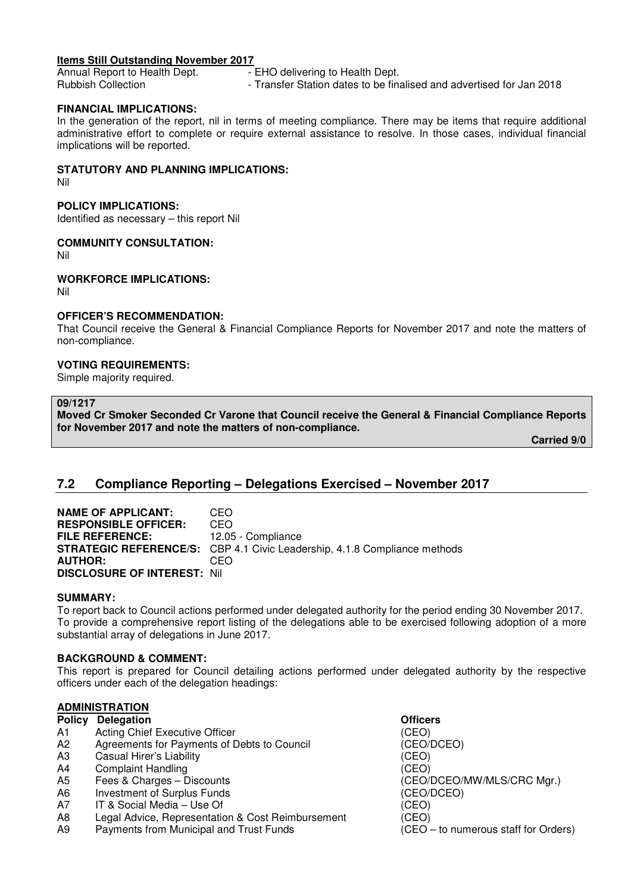**Items Still Outstanding November 2017**

Annual Report to Health Dept. - EHO delivering to Health Dept.
Rubbish Collection - Transfer Station dates to be finalised and advertised for Jan 2018

**FINANCIAL IMPLICATIONS:**
In the generation of the report, nil in terms of meeting compliance. There may be items that require additional administrative effort to complete or require external assistance to resolve. In those cases, individual financial implications will be reported.

**STATUTORY AND PLANNING IMPLICATIONS:**
Nil

**POLICY IMPLICATIONS:**
Identified as necessary – this report Nil

**COMMUNITY CONSULTATION:**
Nil

**WORKFORCE IMPLICATIONS:**
Nil

**OFFICER'S RECOMMENDATION:**
That Council receive the General & Financial Compliance Reports for November 2017 and note the matters of non-compliance.

**VOTING REQUIREMENTS:**
Simple majority required.

**09/1217**
**Moved Cr Smoker Seconded Cr Varone that Council receive the General & Financial Compliance Reports for November 2017 and note the matters of non-compliance.**

**Carried 9/0**

## 7.2 Compliance Reporting – Delegations Exercised – November 2017

**NAME OF APPLICANT:** CEO
**RESPONSIBLE OFFICER:** CEO
**FILE REFERENCE:** 12.05 - Compliance
**STRATEGIC REFERENCE/S:** CBP 4.1 Civic Leadership, 4.1.8 Compliance methods
**AUTHOR:** CEO
**DISCLOSURE OF INTEREST:** Nil

**SUMMARY:**
To report back to Council actions performed under delegated authority for the period ending 30 November 2017. To provide a comprehensive report listing of the delegations able to be exercised following adoption of a more substantial array of delegations in June 2017.

**BACKGROUND & COMMENT:**
This report is prepared for Council detailing actions performed under delegated authority by the respective officers under each of the delegation headings:

**ADMINISTRATION**

| Policy | Delegation | Officers |
|---|---|---|
| A1 | Acting Chief Executive Officer | (CEO) |
| A2 | Agreements for Payments of Debts to Council | (CEO/DCEO) |
| A3 | Casual Hirer's Liability | (CEO) |
| A4 | Complaint Handling | (CEO) |
| A5 | Fees & Charges – Discounts | (CEO/DCEO/MW/MLS/CRC Mgr.) |
| A6 | Investment of Surplus Funds | (CEO/DCEO) |
| A7 | IT & Social Media – Use Of | (CEO) |
| A8 | Legal Advice, Representation & Cost Reimbursement | (CEO) |
| A9 | Payments from Municipal and Trust Funds | (CEO – to numerous staff for Orders) |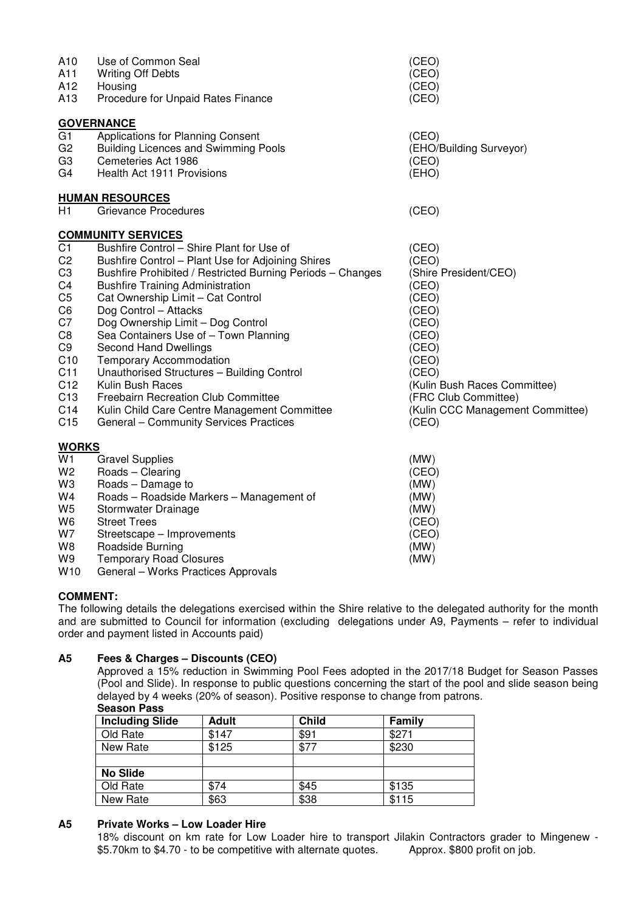| | | |
|---|---|---|
| A10 | Use of Common Seal | (CEO) |
| A11 | Writing Off Debts | (CEO) |
| A12 | Housing | (CEO) |
| A13 | Procedure for Unpaid Rates Finance | (CEO) |

**GOVERNANCE**

| | | |
|---|---|---|
| G1 | Applications for Planning Consent | (CEO) |
| G2 | Building Licences and Swimming Pools | (EHO/Building Surveyor) |
| G3 | Cemeteries Act 1986 | (CEO) |
| G4 | Health Act 1911 Provisions | (EHO) |

**HUMAN RESOURCES**

| | | |
|---|---|---|
| H1 | Grievance Procedures | (CEO) |

**COMMUNITY SERVICES**

| | | |
|---|---|---|
| C1 | Bushfire Control – Shire Plant for Use of | (CEO) |
| C2 | Bushfire Control – Plant Use for Adjoining Shires | (CEO) |
| C3 | Bushfire Prohibited / Restricted Burning Periods – Changes | (Shire President/CEO) |
| C4 | Bushfire Training Administration | (CEO) |
| C5 | Cat Ownership Limit – Cat Control | (CEO) |
| C6 | Dog Control – Attacks | (CEO) |
| C7 | Dog Ownership Limit – Dog Control | (CEO) |
| C8 | Sea Containers Use of – Town Planning | (CEO) |
| C9 | Second Hand Dwellings | (CEO) |
| C10 | Temporary Accommodation | (CEO) |
| C11 | Unauthorised Structures – Building Control | (CEO) |
| C12 | Kulin Bush Races | (Kulin Bush Races Committee) |
| C13 | Freebairn Recreation Club Committee | (FRC Club Committee) |
| C14 | Kulin Child Care Centre Management Committee | (Kulin CCC Management Committee) |
| C15 | General – Community Services Practices | (CEO) |

**WORKS**

| | | |
|---|---|---|
| W1 | Gravel Supplies | (MW) |
| W2 | Roads – Clearing | (CEO) |
| W3 | Roads – Damage to | (MW) |
| W4 | Roads – Roadside Markers – Management of | (MW) |
| W5 | Stormwater Drainage | (MW) |
| W6 | Street Trees | (CEO) |
| W7 | Streetscape – Improvements | (CEO) |
| W8 | Roadside Burning | (MW) |
| W9 | Temporary Road Closures | (MW) |
| W10 | General – Works Practices Approvals | |

**COMMENT:**

The following details the delegations exercised within the Shire relative to the delegated authority for the month and are submitted to Council for information (excluding delegations under A9, Payments – refer to individual order and payment listed in Accounts paid)

**A5 Fees & Charges – Discounts (CEO)**

Approved a 15% reduction in Swimming Pool Fees adopted in the 2017/18 Budget for Season Passes (Pool and Slide). In response to public questions concerning the start of the pool and slide season being delayed by 4 weeks (20% of season). Positive response to change from patrons.

**Season Pass**

| **Including Slide** | **Adult** | **Child** | **Family** |
|---|---|---|---|
| Old Rate | $147 | $91 | $271 |
| New Rate | $125 | $77 | $230 |
| | | | |
| **No Slide** | | | |
| Old Rate | $74 | $45 | $135 |
| New Rate | $63 | $38 | $115 |

**A5 Private Works – Low Loader Hire**

18% discount on km rate for Low Loader hire to transport Jilakin Contractors grader to Mingenew - $5.70km to $4.70 - to be competitive with alternate quotes. Approx. $800 profit on job.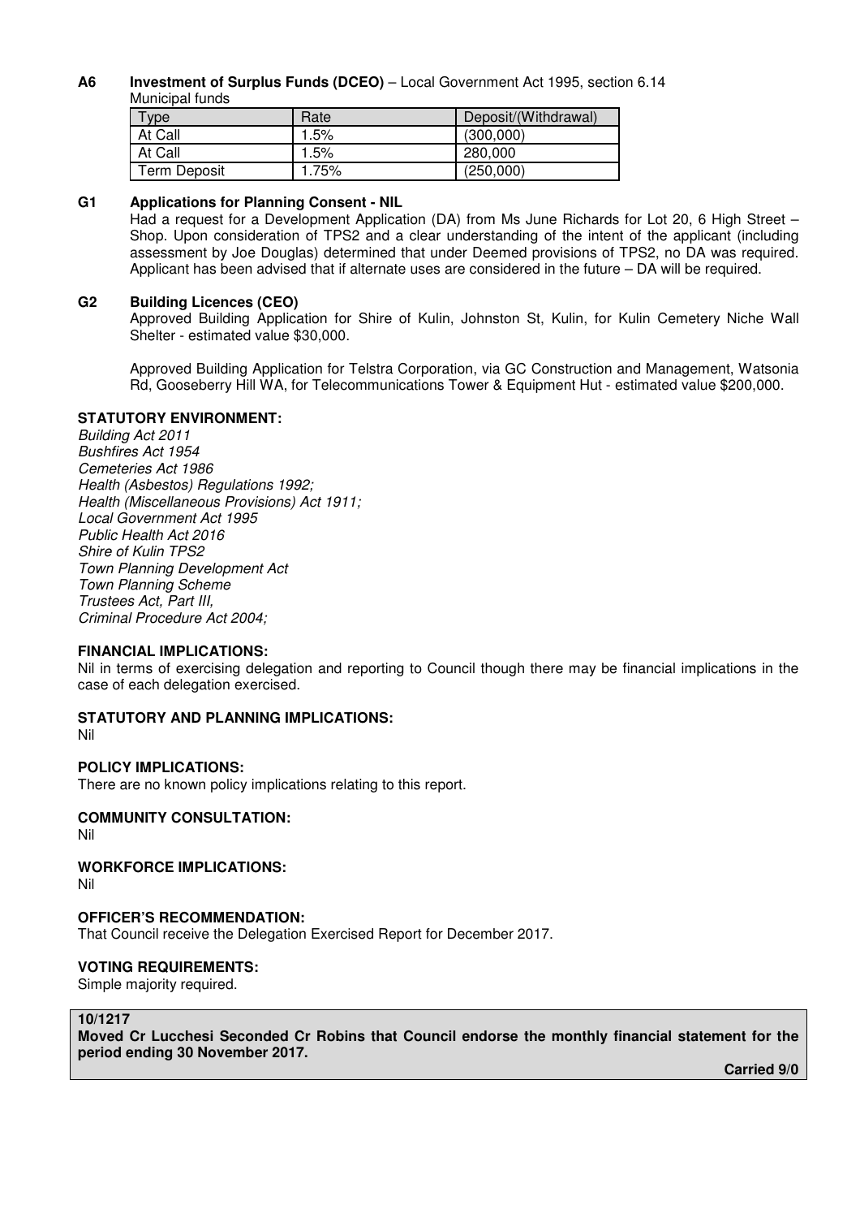**A6 Investment of Surplus Funds (DCEO)** – Local Government Act 1995, section 6.14

Municipal funds

| Type | Rate | Deposit/(Withdrawal) |
|---|---|---|
| At Call | 1.5% | (300,000) |
| At Call | 1.5% | 280,000 |
| Term Deposit | 1.75% | (250,000) |

**G1 Applications for Planning Consent - NIL**

Had a request for a Development Application (DA) from Ms June Richards for Lot 20, 6 High Street – Shop. Upon consideration of TPS2 and a clear understanding of the intent of the applicant (including assessment by Joe Douglas) determined that under Deemed provisions of TPS2, no DA was required. Applicant has been advised that if alternate uses are considered in the future – DA will be required.

**G2 Building Licences (CEO)**

Approved Building Application for Shire of Kulin, Johnston St, Kulin, for Kulin Cemetery Niche Wall Shelter - estimated value $30,000.

Approved Building Application for Telstra Corporation, via GC Construction and Management, Watsonia Rd, Gooseberry Hill WA, for Telecommunications Tower & Equipment Hut - estimated value $200,000.

**STATUTORY ENVIRONMENT:**

*Building Act 2011*
*Bushfires Act 1954*
*Cemeteries Act 1986*
*Health (Asbestos) Regulations 1992;*
*Health (Miscellaneous Provisions) Act 1911;*
*Local Government Act 1995*
*Public Health Act 2016*
*Shire of Kulin TPS2*
*Town Planning Development Act*
*Town Planning Scheme*
*Trustees Act, Part III,*
*Criminal Procedure Act 2004;*

**FINANCIAL IMPLICATIONS:**

Nil in terms of exercising delegation and reporting to Council though there may be financial implications in the case of each delegation exercised.

**STATUTORY AND PLANNING IMPLICATIONS:**

Nil

**POLICY IMPLICATIONS:**

There are no known policy implications relating to this report.

**COMMUNITY CONSULTATION:**

Nil

**WORKFORCE IMPLICATIONS:**

Nil

**OFFICER'S RECOMMENDATION:**

That Council receive the Delegation Exercised Report for December 2017.

**VOTING REQUIREMENTS:**

Simple majority required.

**10/1217**

**Moved Cr Lucchesi Seconded Cr Robins that Council endorse the monthly financial statement for the period ending 30 November 2017.**

**Carried 9/0**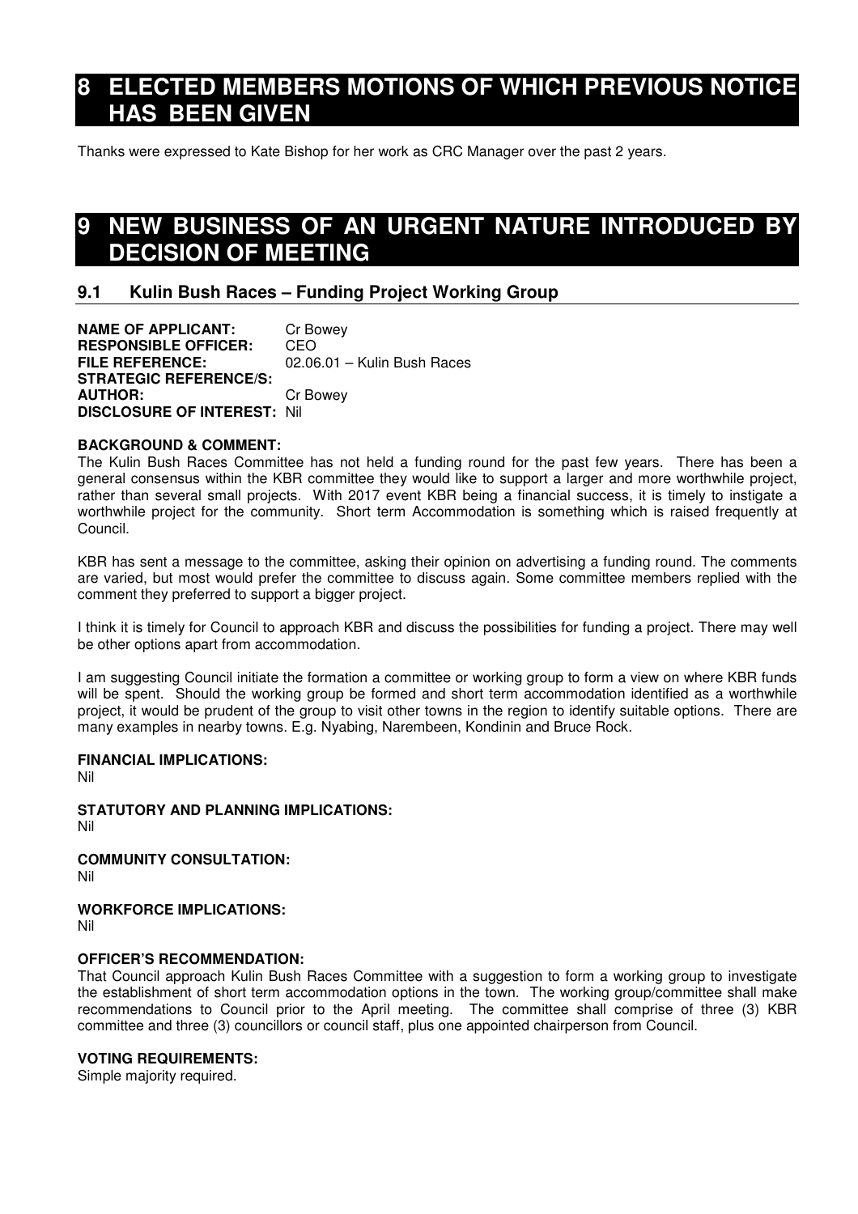# 8 ELECTED MEMBERS MOTIONS OF WHICH PREVIOUS NOTICE HAS BEEN GIVEN

Thanks were expressed to Kate Bishop for her work as CRC Manager over the past 2 years.

# 9 NEW BUSINESS OF AN URGENT NATURE INTRODUCED BY DECISION OF MEETING

## 9.1 Kulin Bush Races – Funding Project Working Group

**NAME OF APPLICANT:** Cr Bowey
**RESPONSIBLE OFFICER:** CEO
**FILE REFERENCE:** 02.06.01 – Kulin Bush Races
**STRATEGIC REFERENCE/S:**
**AUTHOR:** Cr Bowey
**DISCLOSURE OF INTEREST:** Nil

**BACKGROUND & COMMENT:**
The Kulin Bush Races Committee has not held a funding round for the past few years. There has been a general consensus within the KBR committee they would like to support a larger and more worthwhile project, rather than several small projects. With 2017 event KBR being a financial success, it is timely to instigate a worthwhile project for the community. Short term Accommodation is something which is raised frequently at Council.

KBR has sent a message to the committee, asking their opinion on advertising a funding round. The comments are varied, but most would prefer the committee to discuss again. Some committee members replied with the comment they preferred to support a bigger project.

I think it is timely for Council to approach KBR and discuss the possibilities for funding a project. There may well be other options apart from accommodation.

I am suggesting Council initiate the formation a committee or working group to form a view on where KBR funds will be spent. Should the working group be formed and short term accommodation identified as a worthwhile project, it would be prudent of the group to visit other towns in the region to identify suitable options. There are many examples in nearby towns. E.g. Nyabing, Narembeen, Kondinin and Bruce Rock.

**FINANCIAL IMPLICATIONS:**
Nil

**STATUTORY AND PLANNING IMPLICATIONS:**
Nil

**COMMUNITY CONSULTATION:**
Nil

**WORKFORCE IMPLICATIONS:**
Nil

**OFFICER'S RECOMMENDATION:**
That Council approach Kulin Bush Races Committee with a suggestion to form a working group to investigate the establishment of short term accommodation options in the town. The working group/committee shall make recommendations to Council prior to the April meeting. The committee shall comprise of three (3) KBR committee and three (3) councillors or council staff, plus one appointed chairperson from Council.

**VOTING REQUIREMENTS:**
Simple majority required.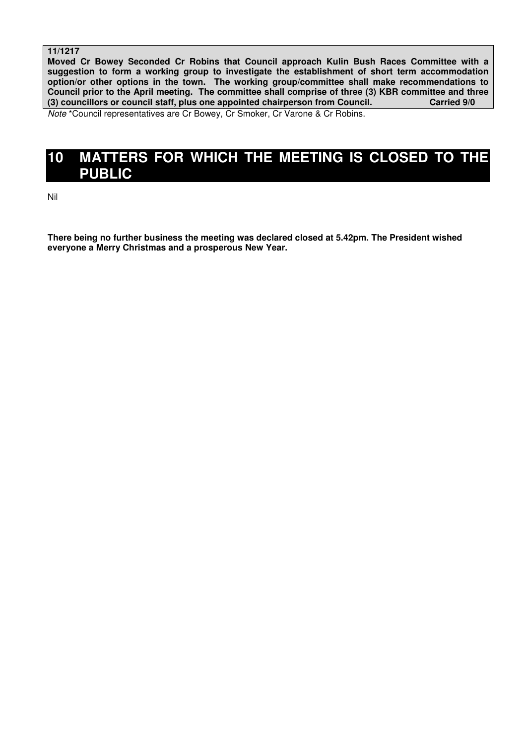**11/1217**

**Moved Cr Bowey Seconded Cr Robins that Council approach Kulin Bush Races Committee with a suggestion to form a working group to investigate the establishment of short term accommodation option/or other options in the town. The working group/committee shall make recommendations to Council prior to the April meeting. The committee shall comprise of three (3) KBR committee and three (3) councillors or council staff, plus one appointed chairperson from Council. Carried 9/0**

*Note* *Council representatives are Cr Bowey, Cr Smoker, Cr Varone & Cr Robins.

# 10 MATTERS FOR WHICH THE MEETING IS CLOSED TO THE PUBLIC

Nil

**There being no further business the meeting was declared closed at 5.42pm. The President wished everyone a Merry Christmas and a prosperous New Year.**